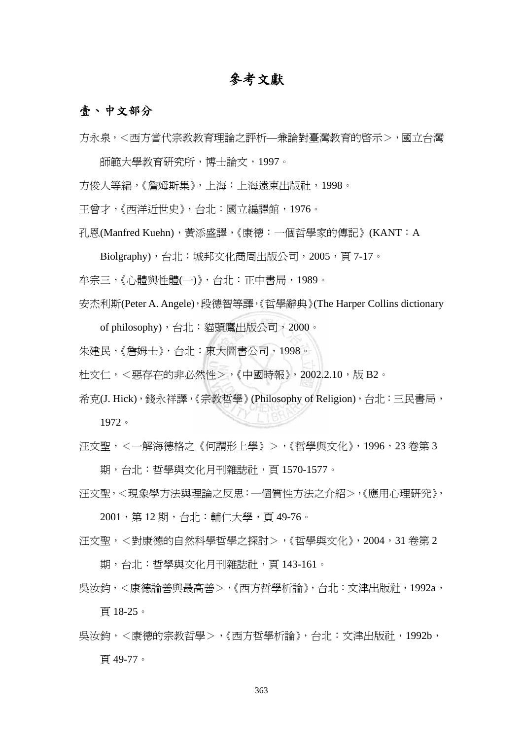# 參考文獻

## 壹、中文部分

方永泉，＜西方當代宗教教育理論之評析—兼論對臺灣教育的啓示＞，國立台灣師範大學教育研究所，博士論文，1997。

方俊人等編，《詹姆斯集》，上海：上海遠東出版社，1998。

王曾才，《西洋近世史》，台北：國立編譯館，1976。

孔恩(Manfred Kuehn)，黃添盛譯，《康德：一個哲學家的傳記》(KANT：A Biolgraphy)，台北：城邦文化商周出版公司，2005，頁 7-17。

牟宗三，《心體與性體(一)》，台北：正中書局，1989。

安杰利斯(Peter A. Angele)，段德智等譯，《哲學辭典》(The Harper Collins dictionary of philosophy)，台北：貓頭鷹出版公司，2000。

朱建民，《詹姆士》，台北：東大圖書公司，1998。

杜文仁，＜惡存在的非必然性＞，《中國時報》，2002.2.10，版 B2。

希克(J. Hick)，錢永祥譯，《宗教哲學》(Philosophy of Religion)，台北：三民書局，1972。

汪文聖，＜一解海德格之《何謂形上學》＞，《哲學與文化》，1996，23 卷第 3 期，台北：哲學與文化月刊雜誌社，頁 1570-1577。

汪文聖，＜現象學方法與理論之反思：一個質性方法之介紹＞，《應用心理研究》，2001，第 12 期，台北：輔仁大學，頁 49-76。

汪文聖，＜對康德的自然科學哲學之探討＞，《哲學與文化》，2004，31 卷第 2 期，台北：哲學與文化月刊雜誌社，頁 143-161。

吳汝鈞，＜康德論善與最高善＞，《西方哲學析論》，台北：文津出版社，1992a，頁 18-25。

吳汝鈞，＜康德的宗教哲學＞，《西方哲學析論》，台北：文津出版社，1992b，頁 49-77。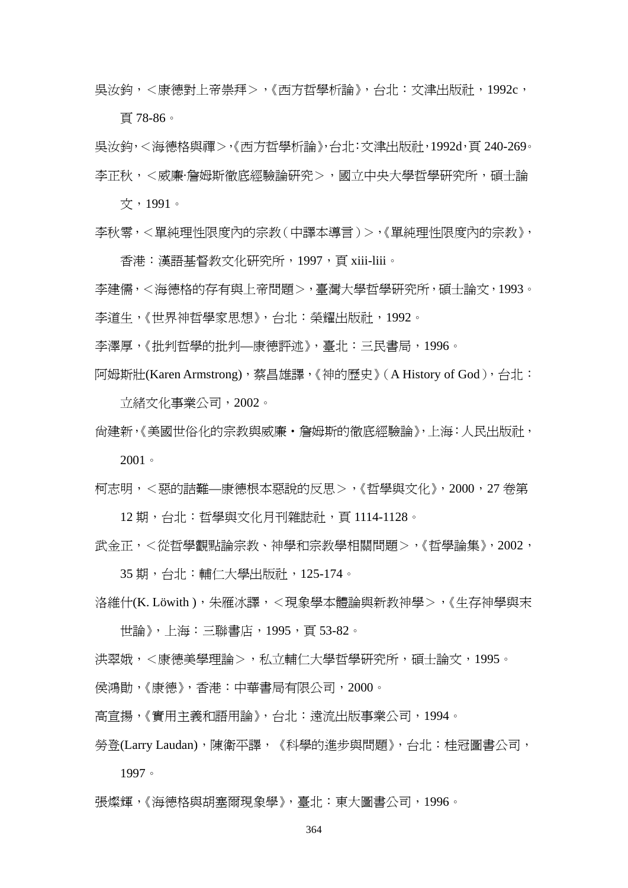吳汝鈞，＜康德對上帝崇拜＞，《西方哲學析論》，台北：文津出版社，1992c，頁 78-86。

吳汝鈞，＜海德格與禪＞，《西方哲學析論》，台北：文津出版社，1992d，頁 240-269。

李正秋，＜威廉‧詹姆斯徹底經驗論研究＞，國立中央大學哲學研究所，碩士論文，1991。

李秋零，＜單純理性限度內的宗教（中譯本導言）＞，《單純理性限度內的宗教》，香港：漢語基督教文化研究所，1997，頁 xiii-liii。

李建儒，＜海德格的存有與上帝問題＞，臺灣大學哲學研究所，碩士論文，1993。

李道生，《世界神哲學家思想》，台北：榮耀出版社，1992。

李澤厚，《批判哲學的批判—康德評述》，臺北：三民書局，1996。

阿姆斯壯(Karen Armstrong)，蔡昌雄譯，《神的歷史》（A History of God），台北：立緒文化事業公司，2002。

尚建新，《美國世俗化的宗教與威廉・詹姆斯的徹底經驗論》，上海：人民出版社，2001。

柯志明，＜惡的詰難—康德根本惡說的反思＞，《哲學與文化》，2000，27 卷第 12 期，台北：哲學與文化月刊雜誌社，頁 1114-1128。

武金正，＜從哲學觀點論宗教、神學和宗教學相關問題＞，《哲學論集》，2002，35 期，台北：輔仁大學出版社，125-174。

洛維什(K. Löwith )，朱雁冰譯，＜現象學本體論與新教神學＞，《生存神學與末世論》，上海：三聯書店，1995，頁 53-82。

洪翠娥，＜康德美學理論＞，私立輔仁大學哲學研究所，碩士論文，1995。

侯鴻勛，《康德》，香港：中華書局有限公司，2000。

高宣揚，《實用主義和語用論》，台北：遠流出版事業公司，1994。

勞登(Larry Laudan)，陳衛平譯，《科學的進步與問題》，台北：桂冠圖書公司，1997。

張燦輝，《海德格與胡塞爾現象學》，臺北：東大圖書公司，1996。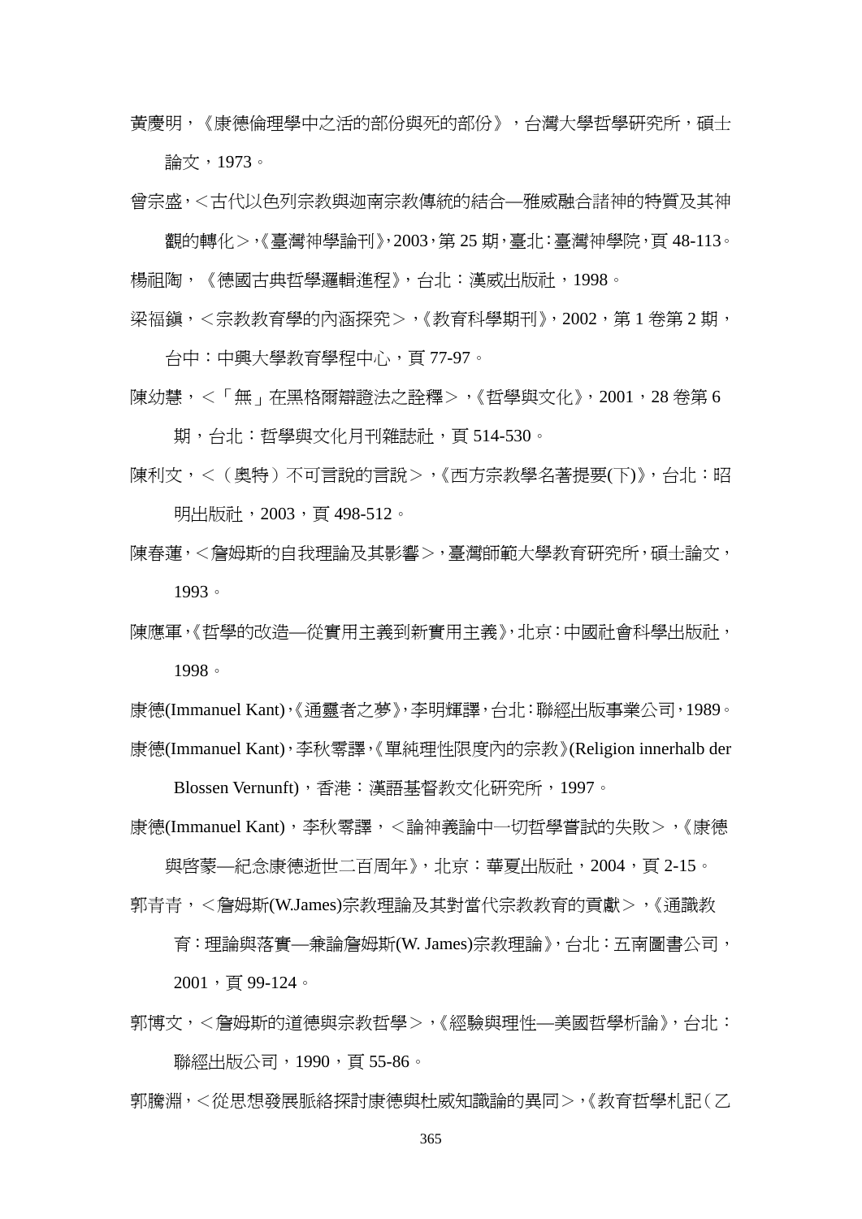黃慶明，《康德倫理學中之活的部份與死的部份》，台灣大學哲學研究所，碩士論文，1973。

曾宗盛，<古代以色列宗教與迦南宗教傳統的結合—雅威融合諸神的特質及其神觀的轉化>，《臺灣神學論刊》，2003，第 25 期，臺北：臺灣神學院，頁 48-113。

楊祖陶，《德國古典哲學邏輯進程》，台北：漢威出版社，1998。

梁福鎮，<宗教教育學的內涵探究>，《教育科學期刊》，2002，第 1 卷第 2 期，台中：中興大學教育學程中心，頁 77-97。

陳幼慧，<「無」在黑格爾辯證法之詮釋>，《哲學與文化》，2001，28 卷第 6 期，台北：哲學與文化月刊雜誌社，頁 514-530。

陳利文，<（奧特）不可言說的言說>，《西方宗教學名著提要(下)》，台北：昭明出版社，2003，頁 498-512。

陳春蓮，<詹姆斯的自我理論及其影響>，臺灣師範大學教育研究所，碩士論文，1993。

陳應軍，《哲學的改造—從實用主義到新實用主義》，北京：中國社會科學出版社，1998。

康德(Immanuel Kant)，《通靈者之夢》，李明輝譯，台北：聯經出版事業公司，1989。

康德(Immanuel Kant)，李秋零譯，《單純理性限度內的宗教》(Religion innerhalb der Blossen Vernunft)，香港：漢語基督教文化研究所，1997。

康德(Immanuel Kant)，李秋零譯，<論神義論中一切哲學嘗試的失敗>，《康德與啓蒙—紀念康德逝世二百周年》，北京：華夏出版社，2004，頁 2-15。

郭青青，<詹姆斯(W.James)宗教理論及其對當代宗教教育的貢獻>，《通識教育：理論與落實—兼論詹姆斯(W. James)宗教理論》，台北：五南圖書公司，2001，頁 99-124。

郭博文，<詹姆斯的道德與宗教哲學>，《經驗與理性—美國哲學析論》，台北：聯經出版公司，1990，頁 55-86。

郭騰淵，<從思想發展脈絡探討康德與杜威知識論的異同>，《教育哲學札記（乙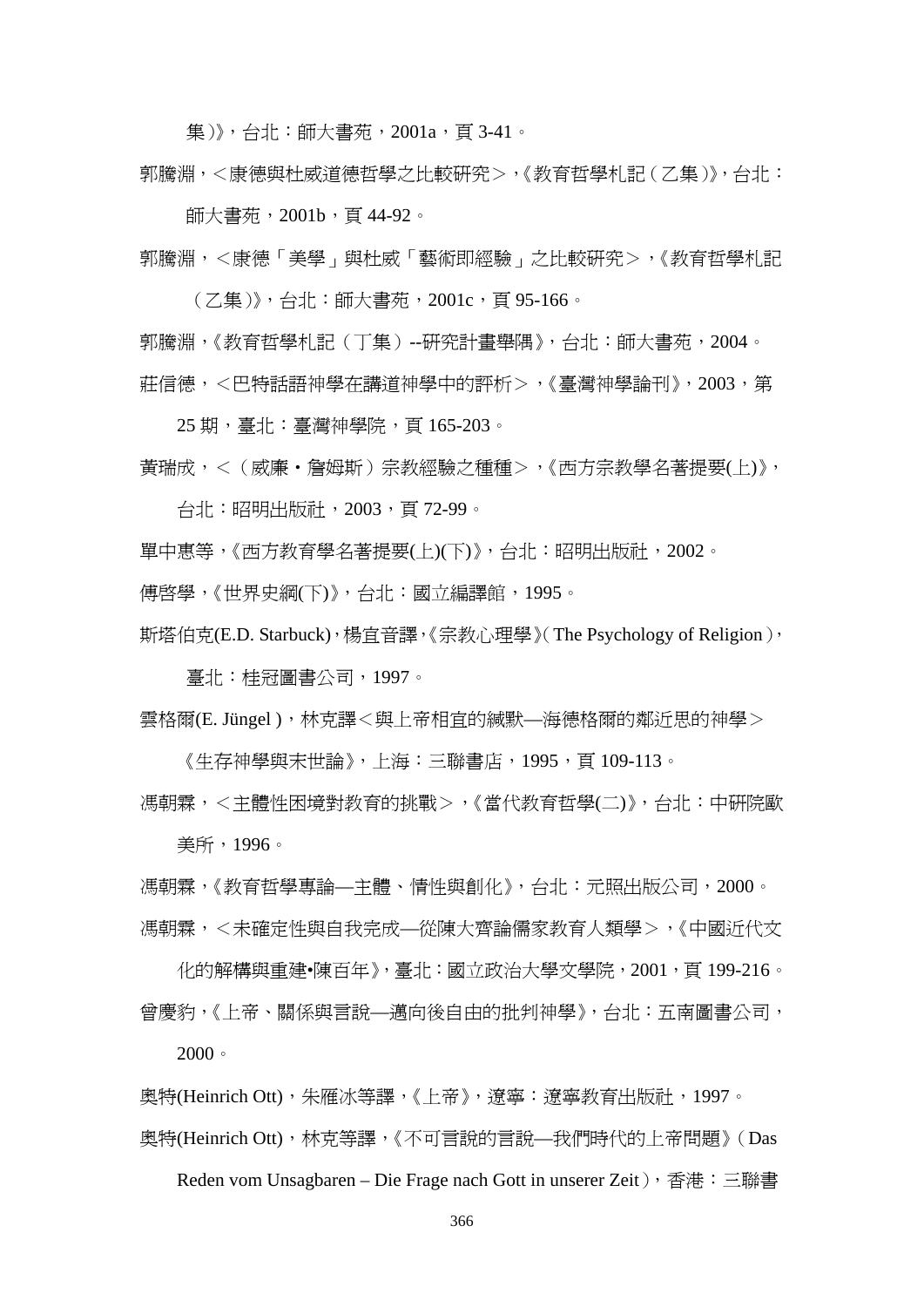集）》，台北：師大書苑，2001a，頁 3-41。

郭騰淵，<康德與杜威道德哲學之比較研究>，《教育哲學札記（乙集）》，台北：師大書苑，2001b，頁 44-92。

郭騰淵，<康德「美學」與杜威「藝術即經驗」之比較研究>，《教育哲學札記（乙集）》，台北：師大書苑，2001c，頁 95-166。

郭騰淵，《教育哲學札記（丁集）--研究計畫舉隅》，台北：師大書苑，2004。

莊信德，<巴特話語神學在講道神學中的評析>，《臺灣神學論刊》，2003，第 25 期，臺北：臺灣神學院，頁 165-203。

黃瑞成，<（威廉・詹姆斯）宗教經驗之種種>，《西方宗教學名著提要(上)》，台北：昭明出版社，2003，頁 72-99。

單中惠等，《西方教育學名著提要(上)(下)》，台北：昭明出版社，2002。

傅啓學，《世界史綱(下)》，台北：國立編譯館，1995。

斯塔伯克(E.D. Starbuck)，楊宜音譯，《宗教心理學》(The Psychology of Religion)，臺北：桂冠圖書公司，1997。

雲格爾(E. Jüngel)，林克譯<與上帝相宜的緘默—海德格爾的鄰近思的神學>《生存神學與末世論》，上海：三聯書店，1995，頁 109-113。

馮朝霖，<主體性困境對教育的挑戰>，《當代教育哲學(二)》，台北：中研院歐美所，1996。

馮朝霖，《教育哲學專論—主體、情性與創化》，台北：元照出版公司，2000。

馮朝霖，<未確定性與自我完成—從陳大齊論儒家教育人類學>，《中國近代文化的解構與重建•陳百年》，臺北：國立政治大學文學院，2001，頁 199-216。

曾慶豹，《上帝、關係與言說—邁向後自由的批判神學》，台北：五南圖書公司，2000。

奧特(Heinrich Ott)，朱雁冰等譯，《上帝》，遼寧：遼寧教育出版社，1997。

奧特(Heinrich Ott)，林克等譯，《不可言說的言說—我們時代的上帝問題》(Das Reden vom Unsagbaren – Die Frage nach Gott in unserer Zeit)，香港：三聯書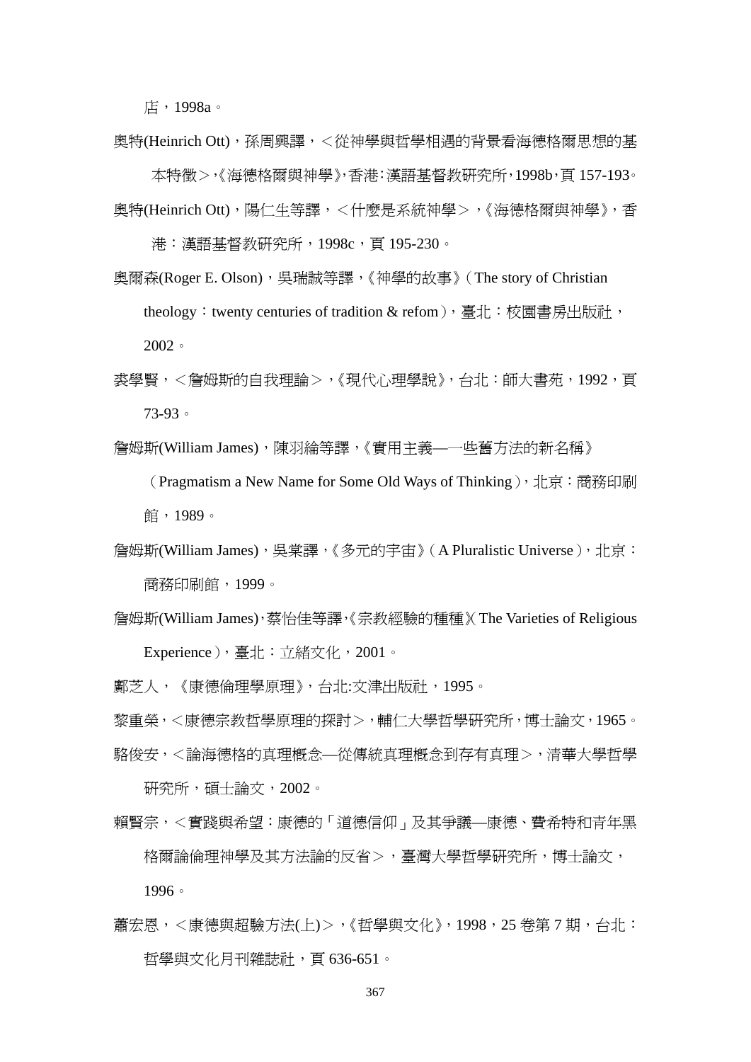店，1998a。

奧特(Heinrich Ott)，孫周興譯，＜從神學與哲學相遇的背景看海德格爾思想的基本特徵＞,《海德格爾與神學》,香港:漢語基督教研究所,1998b,頁 157-193。

奧特(Heinrich Ott)，陽仁生等譯，＜什麼是系統神學＞，《海德格爾與神學》，香港：漢語基督教研究所，1998c，頁 195-230。

奧爾森(Roger E. Olson)，吳瑞誠等譯，《神學的故事》( The story of Christian theology：twenty centuries of tradition & refom )，臺北：校園書房出版社，2002。

龔學賢，＜詹姆斯的自我理論＞，《現代心理學說》，台北：師大書苑，1992，頁 73-93。

詹姆斯(William James)，陳羽綸等譯，《實用主義—一些舊方法的新名稱》( Pragmatism a New Name for Some Old Ways of Thinking )，北京：商務印刷館，1989。

詹姆斯(William James)，吳棠譯，《多元的宇宙》( A Pluralistic Universe )，北京：商務印刷館，1999。

詹姆斯(William James),蔡怡佳等譯,《宗教經驗的種種》( The Varieties of Religious Experience )，臺北：立緒文化，2001。

鄺芝人，《康德倫理學原理》，台北:文津出版社，1995。

黎重榮，＜康德宗教哲學原理的探討＞，輔仁大學哲學研究所，博士論文，1965。

駱俊安，＜論海德格的真理概念—從傳統真理概念到存有真理＞，清華大學哲學研究所，碩士論文，2002。

賴賢宗，＜實踐與希望：康德的「道德信仰」及其爭議—康德、費希特和青年黑格爾論倫理神學及其方法論的反省＞，臺灣大學哲學研究所，博士論文，1996。

蕭宏恩，＜康德與超驗方法(上)＞，《哲學與文化》，1998，25 卷第 7 期，台北：哲學與文化月刊雜誌社，頁 636-651。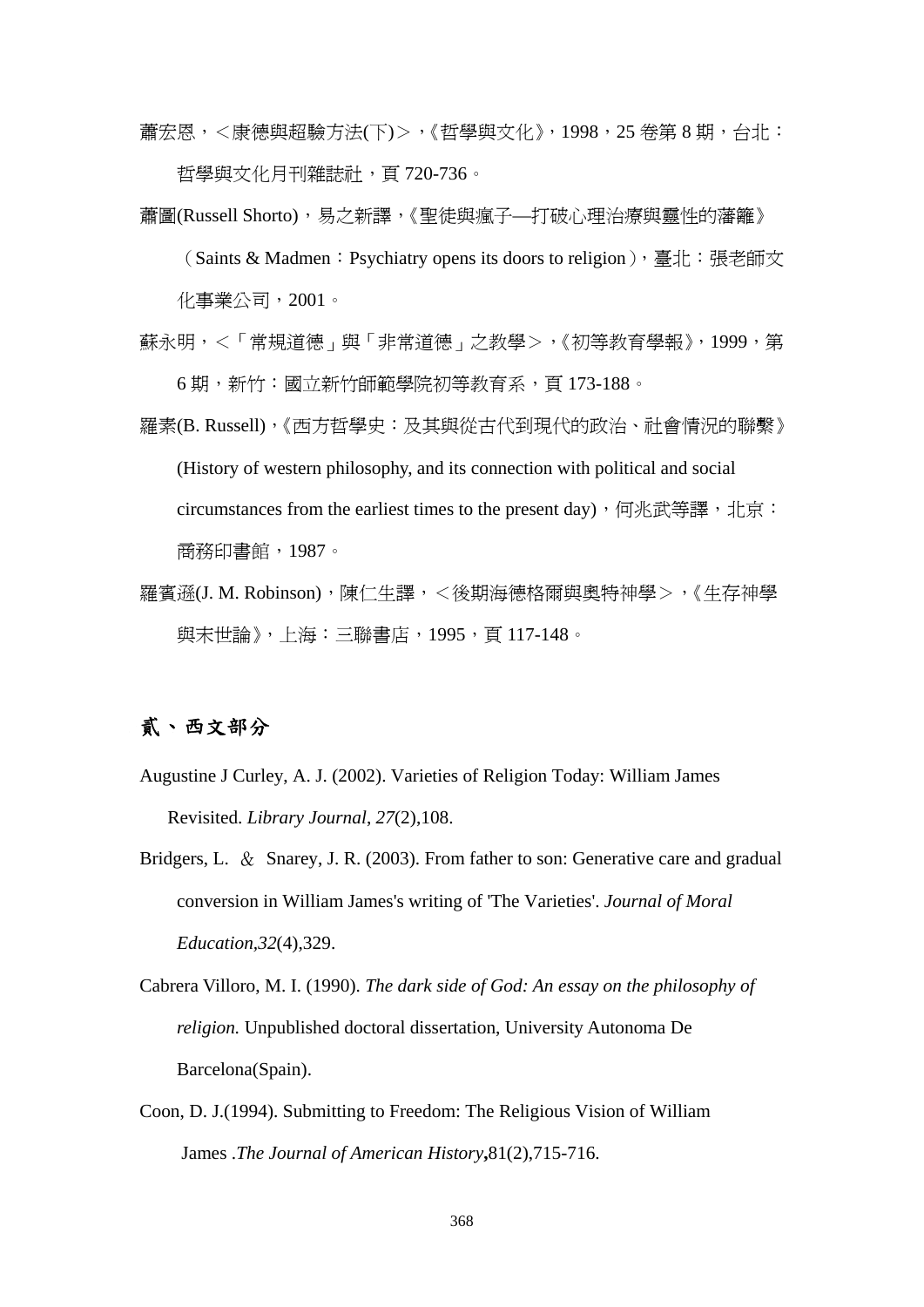蕭宏恩，<康德與超驗方法(下)>，《哲學與文化》，1998，25 卷第 8 期，台北：哲學與文化月刊雜誌社，頁 720-736。

蕭圖(Russell Shorto)，易之新譯，《聖徒與瘋子—打破心理治療與靈性的藩籬》（Saints & Madmen：Psychiatry opens its doors to religion），臺北：張老師文化事業公司，2001。

蘇永明，<「常規道德」與「非常道德」之教學>，《初等教育學報》，1999，第 6 期，新竹：國立新竹師範學院初等教育系，頁 173-188。

羅素(B. Russell)，《西方哲學史：及其與從古代到現代的政治、社會情況的聯繫》(History of western philosophy, and its connection with political and social circumstances from the earliest times to the present day)，何兆武等譯，北京：商務印書館，1987。

羅賓遜(J. M. Robinson)，陳仁生譯，<後期海德格爾與奧特神學>，《生存神學與末世論》，上海：三聯書店，1995，頁 117-148。

## 貳、西文部分

Augustine J Curley, A. J. (2002). Varieties of Religion Today: William James Revisited. *Library Journal*, *27*(2),108.

Bridgers, L. ＆ Snarey, J. R. (2003). From father to son: Generative care and gradual conversion in William James's writing of 'The Varieties'. *Journal of Moral Education*,*32*(4),329.

Cabrera Villoro, M. I. (1990). *The dark side of God: An essay on the philosophy of religion.* Unpublished doctoral dissertation, University Autonoma De Barcelona(Spain).

Coon, D. J.(1994). Submitting to Freedom: The Religious Vision of William James .*The Journal of American History***,**81(2),715-716.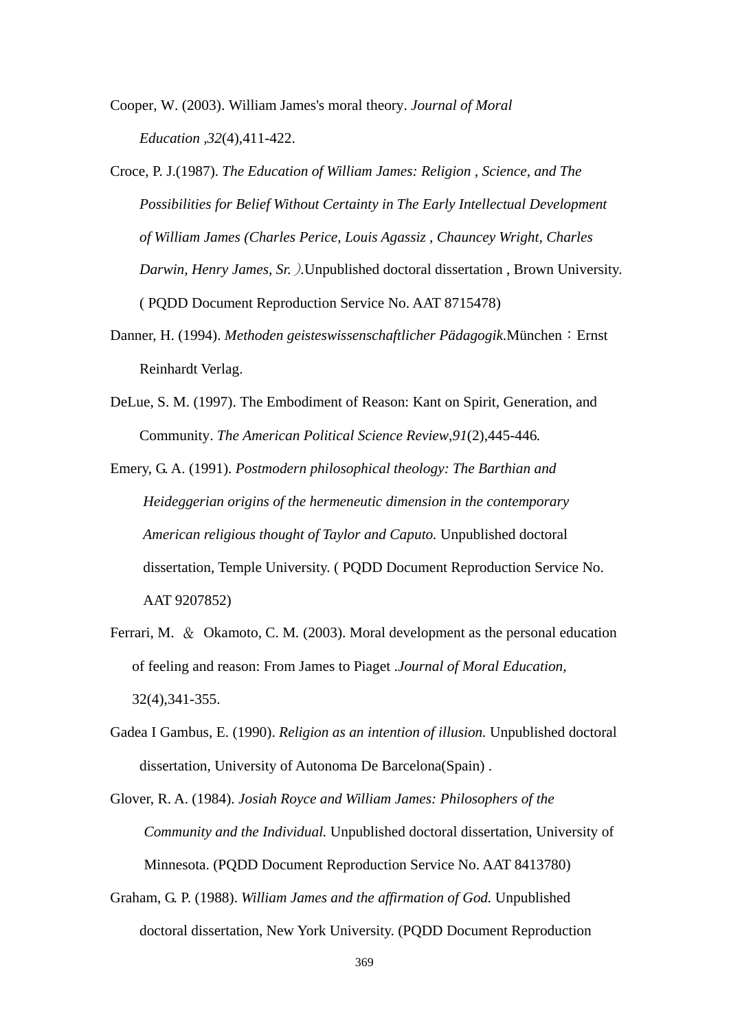Cooper, W. (2003). William James's moral theory. *Journal of Moral Education ,32*(4),411-422.

Croce, P. J.(1987). *The Education of William James: Religion , Science, and The Possibilities for Belief Without Certainty in The Early Intellectual Development of William James (Charles Perice, Louis Agassiz , Chauncey Wright, Charles Darwin, Henry James, Sr.）*.Unpublished doctoral dissertation , Brown University. ( PQDD Document Reproduction Service No. AAT 8715478)

Danner, H. (1994). *Methoden geisteswissenschaftlicher Pädagogik*.München：Ernst Reinhardt Verlag.

DeLue, S. M. (1997). The Embodiment of Reason: Kant on Spirit, Generation, and Community. *The American Political Science Review,91*(2),445-446.

Emery, G. A. (1991). *Postmodern philosophical theology: The Barthian and Heideggerian origins of the hermeneutic dimension in the contemporary American religious thought of Taylor and Caputo.* Unpublished doctoral dissertation, Temple University. ( PQDD Document Reproduction Service No. AAT 9207852)

Ferrari, M. ＆ Okamoto, C. M. (2003). Moral development as the personal education of feeling and reason: From James to Piaget .*Journal of Moral Education,* 32(4),341-355.

Gadea I Gambus, E. (1990). *Religion as an intention of illusion.* Unpublished doctoral dissertation, University of Autonoma De Barcelona(Spain) .

Glover, R. A. (1984). *Josiah Royce and William James: Philosophers of the Community and the Individual.* Unpublished doctoral dissertation, University of Minnesota. (PQDD Document Reproduction Service No. AAT 8413780)

Graham, G. P. (1988). *William James and the affirmation of God.* Unpublished doctoral dissertation, New York University. (PQDD Document Reproduction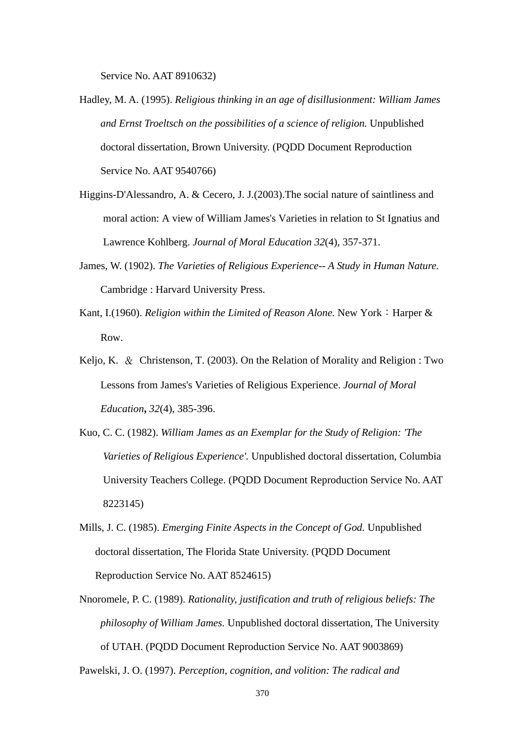Service No. AAT 8910632)

Hadley, M. A. (1995). *Religious thinking in an age of disillusionment: William James and Ernst Troeltsch on the possibilities of a science of religion.* Unpublished doctoral dissertation, Brown University. (PQDD Document Reproduction Service No. AAT 9540766)

Higgins-D'Alessandro, A. & Cecero, J. J.(2003).The social nature of saintliness and moral action: A view of William James's Varieties in relation to St Ignatius and Lawrence Kohlberg. *Journal of Moral Education 32*(4), 357-371.

James, W. (1902). *The Varieties of Religious Experience-- A Study in Human Nature.* Cambridge : Harvard University Press.

Kant, I.(1960). *Religion within the Limited of Reason Alone.* New York：Harper & Row.

Keljo, K. ＆ Christenson, T. (2003). On the Relation of Morality and Religion : Two Lessons from James's Varieties of Religious Experience. *Journal of Moral Education***,** *32*(4), 385-396.

Kuo, C. C. (1982). *William James as an Exemplar for the Study of Religion: 'The Varieties of Religious Experience'.* Unpublished doctoral dissertation, Columbia University Teachers College. (PQDD Document Reproduction Service No. AAT 8223145)

Mills, J. C. (1985). *Emerging Finite Aspects in the Concept of God.* Unpublished doctoral dissertation, The Florida State University. (PQDD Document Reproduction Service No. AAT 8524615)

Nnoromele, P. C. (1989). *Rationality, justification and truth of religious beliefs: The philosophy of William James.* Unpublished doctoral dissertation, The University of UTAH. (PQDD Document Reproduction Service No. AAT 9003869)

Pawelski, J. O. (1997). *Perception, cognition, and volition: The radical and*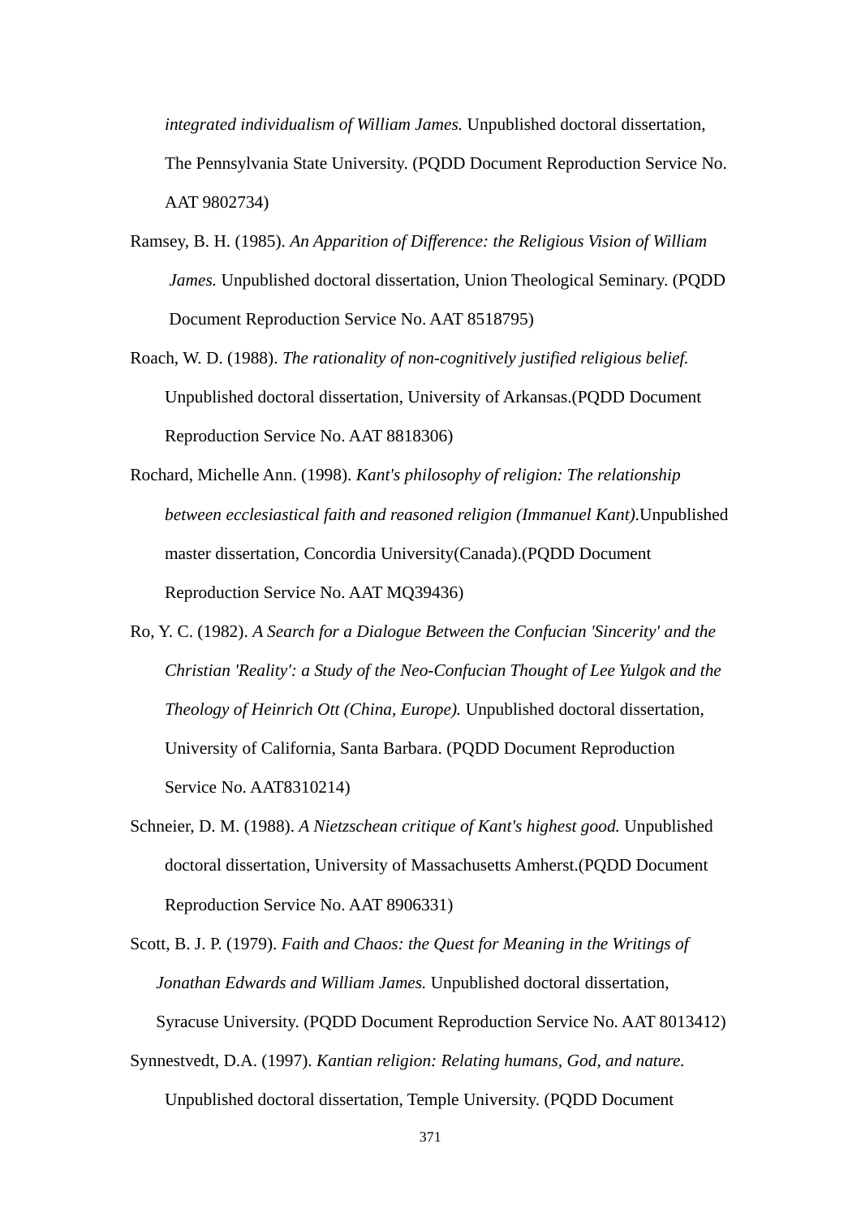*integrated individualism of William James.* Unpublished doctoral dissertation, The Pennsylvania State University. (PQDD Document Reproduction Service No. AAT 9802734)

Ramsey, B. H. (1985). *An Apparition of Difference: the Religious Vision of William James.* Unpublished doctoral dissertation, Union Theological Seminary. (PQDD Document Reproduction Service No. AAT 8518795)

Roach, W. D. (1988). *The rationality of non-cognitively justified religious belief.* Unpublished doctoral dissertation, University of Arkansas.(PQDD Document Reproduction Service No. AAT 8818306)

Rochard, Michelle Ann. (1998). *Kant's philosophy of religion: The relationship between ecclesiastical faith and reasoned religion (Immanuel Kant).*Unpublished master dissertation, Concordia University(Canada).(PQDD Document Reproduction Service No. AAT MQ39436)

Ro, Y. C. (1982). *A Search for a Dialogue Between the Confucian 'Sincerity' and the Christian 'Reality': a Study of the Neo-Confucian Thought of Lee Yulgok and the Theology of Heinrich Ott (China, Europe).* Unpublished doctoral dissertation, University of California, Santa Barbara. (PQDD Document Reproduction Service No. AAT8310214)

Schneier, D. M. (1988). *A Nietzschean critique of Kant's highest good.* Unpublished doctoral dissertation, University of Massachusetts Amherst.(PQDD Document Reproduction Service No. AAT 8906331)

Scott, B. J. P. (1979). *Faith and Chaos: the Quest for Meaning in the Writings of Jonathan Edwards and William James.* Unpublished doctoral dissertation, Syracuse University. (PQDD Document Reproduction Service No. AAT 8013412)

Synnestvedt, D.A. (1997). *Kantian religion: Relating humans, God, and nature.* Unpublished doctoral dissertation, Temple University. (PQDD Document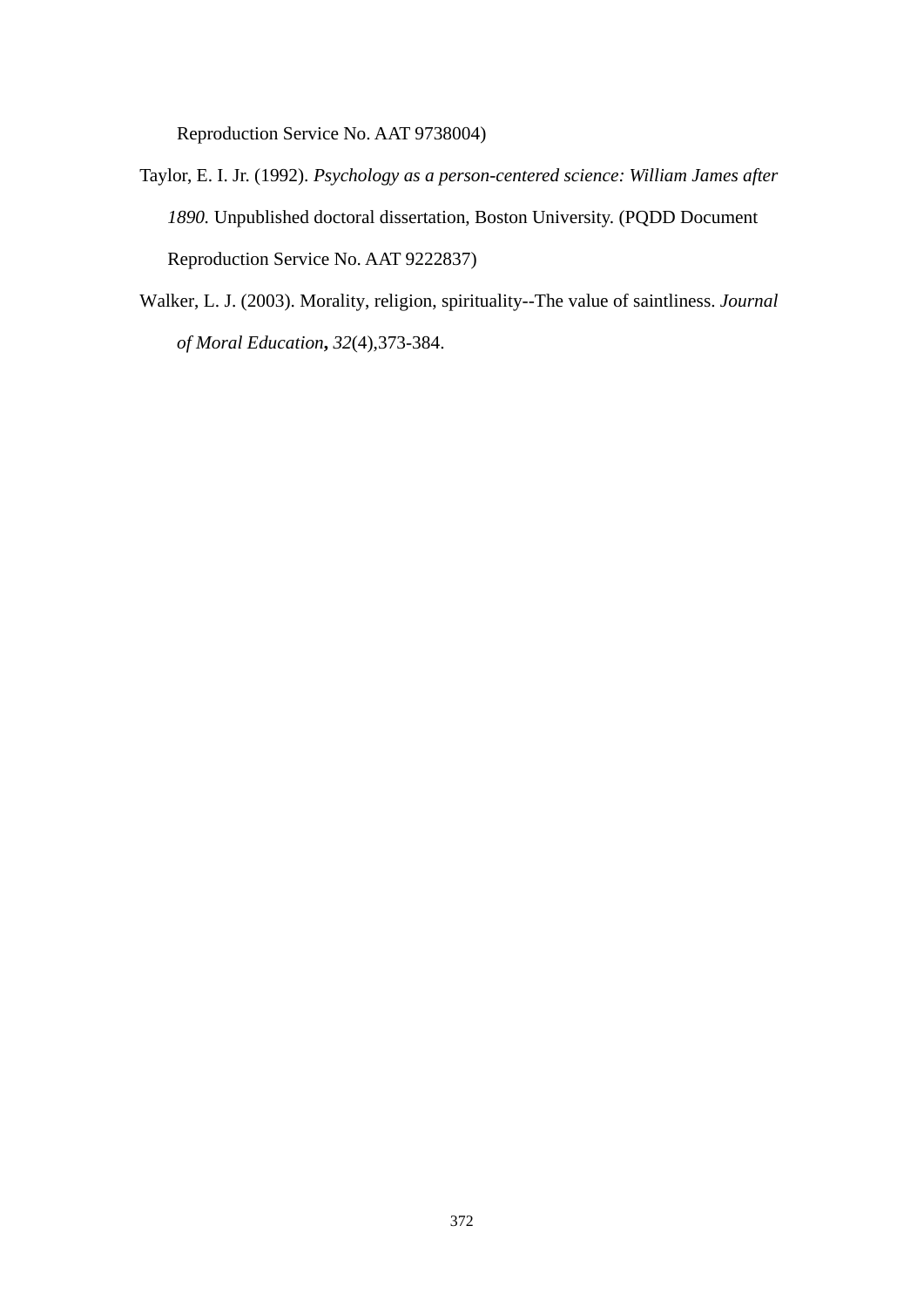Reproduction Service No. AAT 9738004)

Taylor, E. I. Jr. (1992). *Psychology as a person-centered science: William James after 1890.* Unpublished doctoral dissertation, Boston University. (PQDD Document Reproduction Service No. AAT 9222837)

Walker, L. J. (2003). Morality, religion, spirituality--The value of saintliness. *Journal of Moral Education*, *32*(4),373-384.